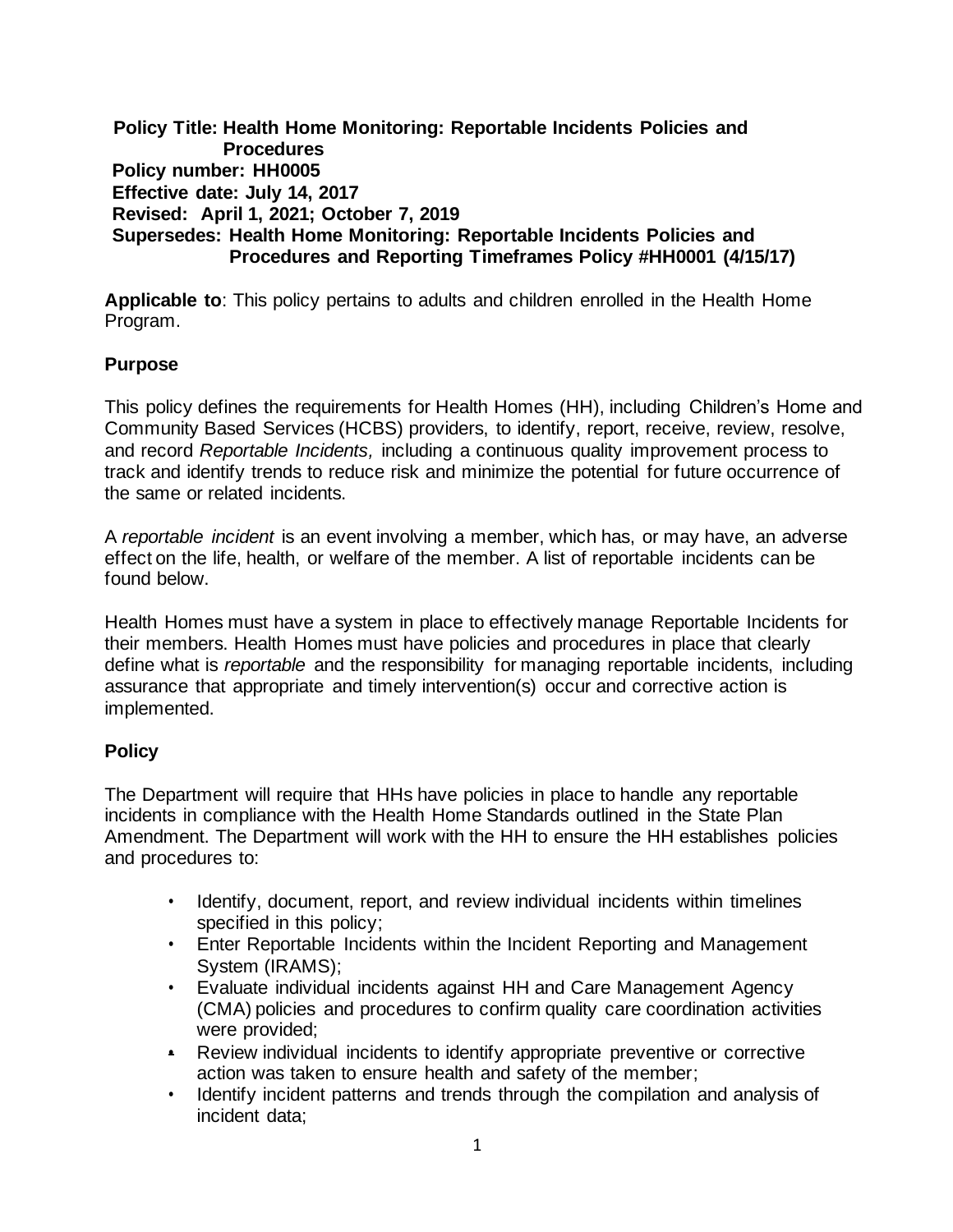**Policy Title: Health Home Monitoring: Reportable Incidents Policies and Procedures**
**Policy number: HH0005**
**Effective date: July 14, 2017**
**Revised: April 1, 2021; October 7, 2019**
**Supersedes: Health Home Monitoring: Reportable Incidents Policies and Procedures and Reporting Timeframes Policy #HH0001 (4/15/17)**

**Applicable to**: This policy pertains to adults and children enrolled in the Health Home Program.

## Purpose

This policy defines the requirements for Health Homes (HH), including Children's Home and Community Based Services (HCBS) providers, to identify, report, receive, review, resolve, and record *Reportable Incidents,* including a continuous quality improvement process to track and identify trends to reduce risk and minimize the potential for future occurrence of the same or related incidents.

A *reportable incident* is an event involving a member, which has, or may have, an adverse effect on the life, health, or welfare of the member. A list of reportable incidents can be found below.

Health Homes must have a system in place to effectively manage Reportable Incidents for their members. Health Homes must have policies and procedures in place that clearly define what is *reportable* and the responsibility for managing reportable incidents, including assurance that appropriate and timely intervention(s) occur and corrective action is implemented.

## Policy

The Department will require that HHs have policies in place to handle any reportable incidents in compliance with the Health Home Standards outlined in the State Plan Amendment. The Department will work with the HH to ensure the HH establishes policies and procedures to:

- Identify, document, report, and review individual incidents within timelines specified in this policy;
- Enter Reportable Incidents within the Incident Reporting and Management System (IRAMS);
- Evaluate individual incidents against HH and Care Management Agency (CMA) policies and procedures to confirm quality care coordination activities were provided;
- Review individual incidents to identify appropriate preventive or corrective action was taken to ensure health and safety of the member;
- Identify incident patterns and trends through the compilation and analysis of incident data;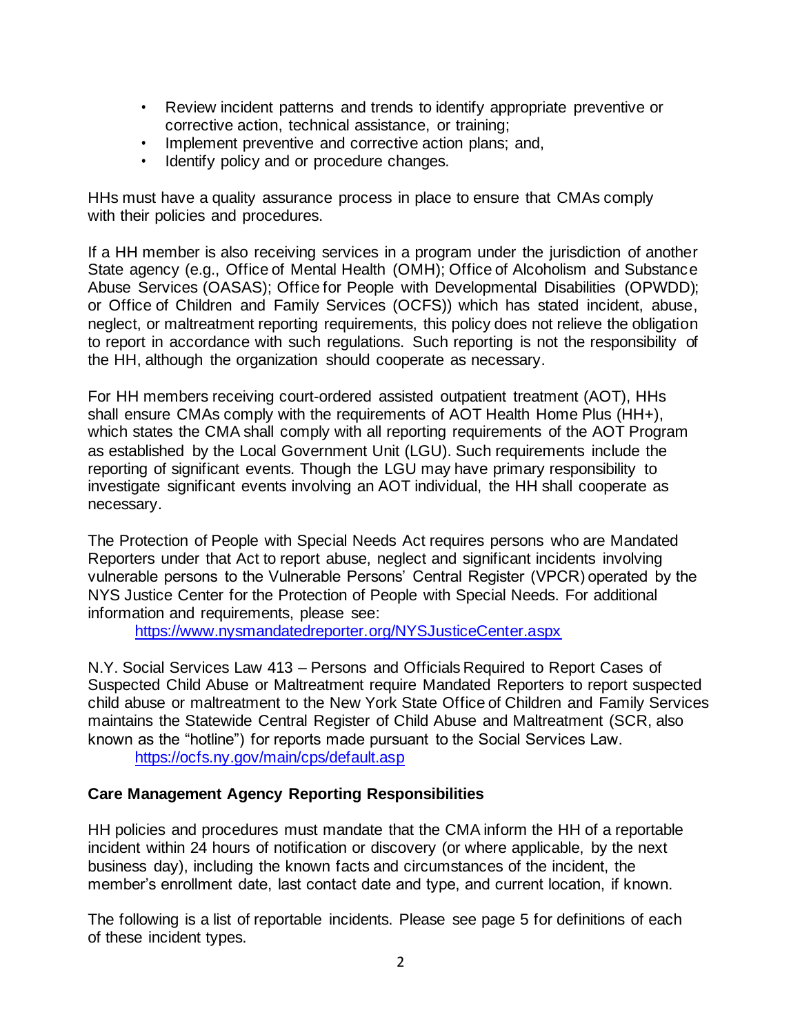- Review incident patterns and trends to identify appropriate preventive or corrective action, technical assistance, or training;
- Implement preventive and corrective action plans; and,
- Identify policy and or procedure changes.

HHs must have a quality assurance process in place to ensure that CMAs comply with their policies and procedures.

If a HH member is also receiving services in a program under the jurisdiction of another State agency (e.g., Office of Mental Health (OMH); Office of Alcoholism and Substance Abuse Services (OASAS); Office for People with Developmental Disabilities (OPWDD); or Office of Children and Family Services (OCFS)) which has stated incident, abuse, neglect, or maltreatment reporting requirements, this policy does not relieve the obligation to report in accordance with such regulations. Such reporting is not the responsibility of the HH, although the organization should cooperate as necessary.

For HH members receiving court-ordered assisted outpatient treatment (AOT), HHs shall ensure CMAs comply with the requirements of AOT Health Home Plus (HH+), which states the CMA shall comply with all reporting requirements of the AOT Program as established by the Local Government Unit (LGU). Such requirements include the reporting of significant events. Though the LGU may have primary responsibility to investigate significant events involving an AOT individual, the HH shall cooperate as necessary.

The Protection of People with Special Needs Act requires persons who are Mandated Reporters under that Act to report abuse, neglect and significant incidents involving vulnerable persons to the Vulnerable Persons' Central Register (VPCR) operated by the NYS Justice Center for the Protection of People with Special Needs. For additional information and requirements, please see:
https://www.nysmandatedreporter.org/NYSJusticeCenter.aspx

N.Y. Social Services Law 413 – Persons and Officials Required to Report Cases of Suspected Child Abuse or Maltreatment require Mandated Reporters to report suspected child abuse or maltreatment to the New York State Office of Children and Family Services maintains the Statewide Central Register of Child Abuse and Maltreatment (SCR, also known as the "hotline") for reports made pursuant to the Social Services Law.
https://ocfs.ny.gov/main/cps/default.asp

**Care Management Agency Reporting Responsibilities**

HH policies and procedures must mandate that the CMA inform the HH of a reportable incident within 24 hours of notification or discovery (or where applicable, by the next business day), including the known facts and circumstances of the incident, the member's enrollment date, last contact date and type, and current location, if known.

The following is a list of reportable incidents. Please see page 5 for definitions of each of these incident types.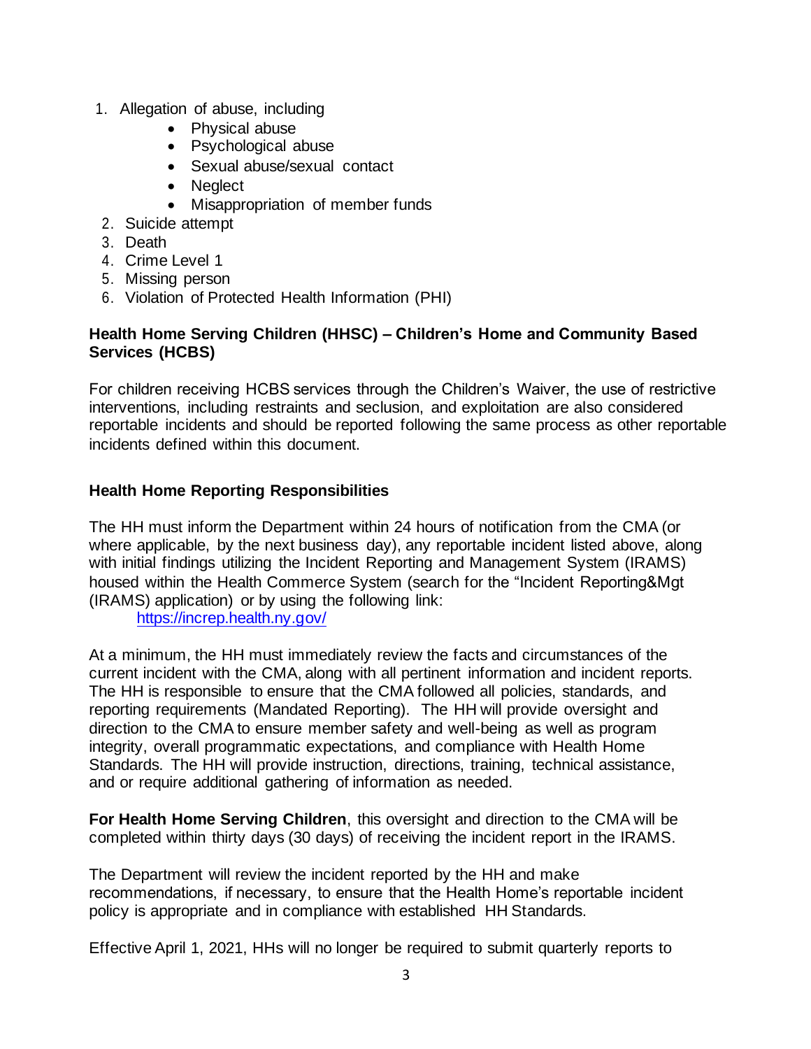1. Allegation of abuse, including
    - Physical abuse
    - Psychological abuse
    - Sexual abuse/sexual contact
    - Neglect
    - Misappropriation of member funds
2. Suicide attempt
3. Death
4. Crime Level 1
5. Missing person
6. Violation of Protected Health Information (PHI)

**Health Home Serving Children (HHSC) – Children's Home and Community Based Services (HCBS)**

For children receiving HCBS services through the Children's Waiver, the use of restrictive interventions, including restraints and seclusion, and exploitation are also considered reportable incidents and should be reported following the same process as other reportable incidents defined within this document.

**Health Home Reporting Responsibilities**

The HH must inform the Department within 24 hours of notification from the CMA (or where applicable, by the next business day), any reportable incident listed above, along with initial findings utilizing the Incident Reporting and Management System (IRAMS) housed within the Health Commerce System (search for the "Incident Reporting&Mgt (IRAMS) application) or by using the following link:

[https://increp.health.ny.gov/](https://increp.health.ny.gov/)

At a minimum, the HH must immediately review the facts and circumstances of the current incident with the CMA, along with all pertinent information and incident reports. The HH is responsible to ensure that the CMA followed all policies, standards, and reporting requirements (Mandated Reporting). The HH will provide oversight and direction to the CMA to ensure member safety and well-being as well as program integrity, overall programmatic expectations, and compliance with Health Home Standards. The HH will provide instruction, directions, training, technical assistance, and or require additional gathering of information as needed.

**For Health Home Serving Children**, this oversight and direction to the CMA will be completed within thirty days (30 days) of receiving the incident report in the IRAMS.

The Department will review the incident reported by the HH and make recommendations, if necessary, to ensure that the Health Home's reportable incident policy is appropriate and in compliance with established HH Standards.

Effective April 1, 2021, HHs will no longer be required to submit quarterly reports to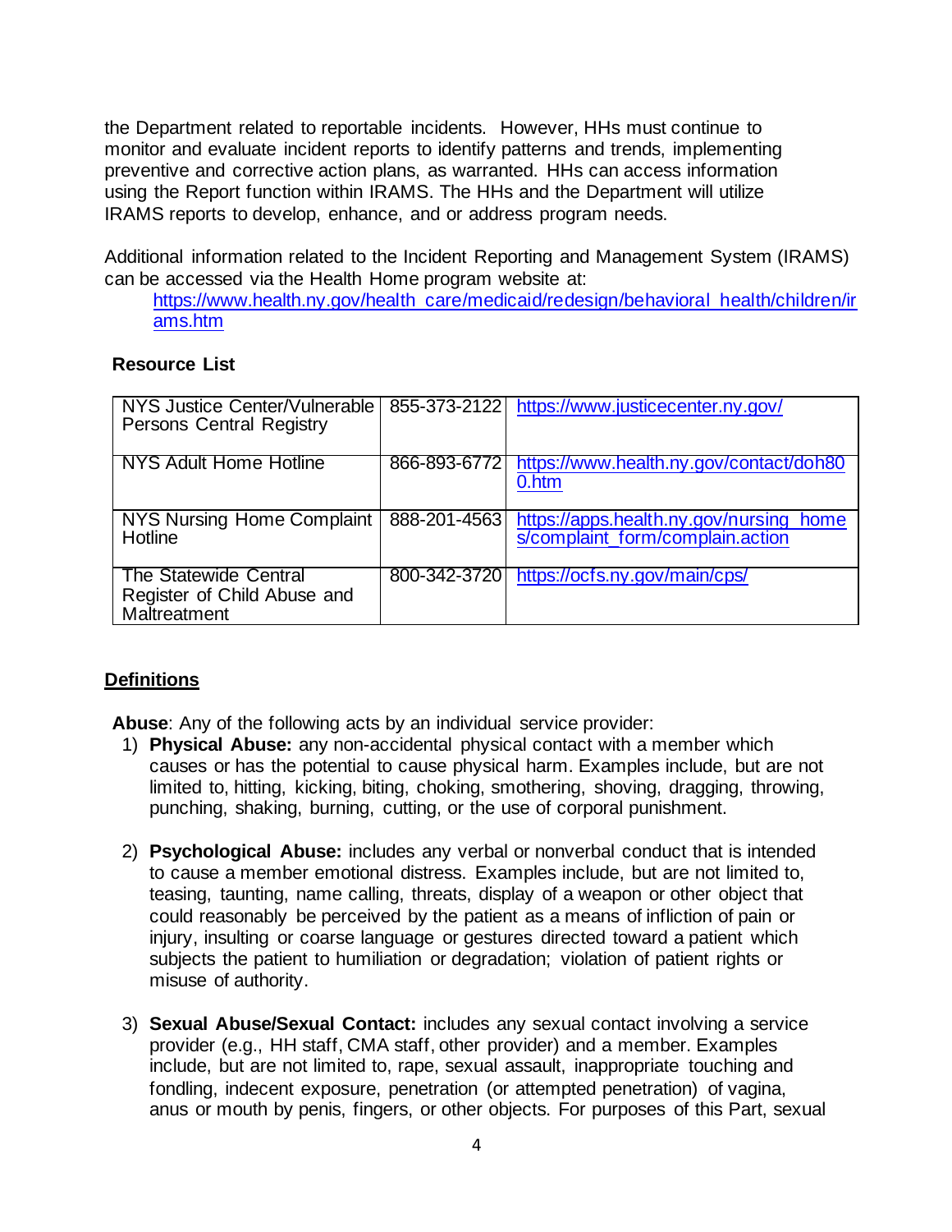the Department related to reportable incidents. However, HHs must continue to monitor and evaluate incident reports to identify patterns and trends, implementing preventive and corrective action plans, as warranted. HHs can access information using the Report function within IRAMS. The HHs and the Department will utilize IRAMS reports to develop, enhance, and or address program needs.

Additional information related to the Incident Reporting and Management System (IRAMS) can be accessed via the Health Home program website at:

[https://www.health.ny.gov/health_care/medicaid/redesign/behavioral_health/children/irams.htm](https://www.health.ny.gov/health_care/medicaid/redesign/behavioral_health/children/irams.htm)

**Resource List**

| | | |
|---|---|---|
| NYS Justice Center/Vulnerable Persons Central Registry | 855-373-2122 | https://www.justicecenter.ny.gov/ |
| NYS Adult Home Hotline | 866-893-6772 | https://www.health.ny.gov/contact/doh800.htm |
| NYS Nursing Home Complaint Hotline | 888-201-4563 | https://apps.health.ny.gov/nursing_homes/complaint_form/complain.action |
| The Statewide Central Register of Child Abuse and Maltreatment | 800-342-3720 | https://ocfs.ny.gov/main/cps/ |

## Definitions

**Abuse**: Any of the following acts by an individual service provider:

1) **Physical Abuse:** any non-accidental physical contact with a member which causes or has the potential to cause physical harm. Examples include, but are not limited to, hitting, kicking, biting, choking, smothering, shoving, dragging, throwing, punching, shaking, burning, cutting, or the use of corporal punishment.

2) **Psychological Abuse:** includes any verbal or nonverbal conduct that is intended to cause a member emotional distress. Examples include, but are not limited to, teasing, taunting, name calling, threats, display of a weapon or other object that could reasonably be perceived by the patient as a means of infliction of pain or injury, insulting or coarse language or gestures directed toward a patient which subjects the patient to humiliation or degradation; violation of patient rights or misuse of authority.

3) **Sexual Abuse/Sexual Contact:** includes any sexual contact involving a service provider (e.g., HH staff, CMA staff, other provider) and a member. Examples include, but are not limited to, rape, sexual assault, inappropriate touching and fondling, indecent exposure, penetration (or attempted penetration) of vagina, anus or mouth by penis, fingers, or other objects. For purposes of this Part, sexual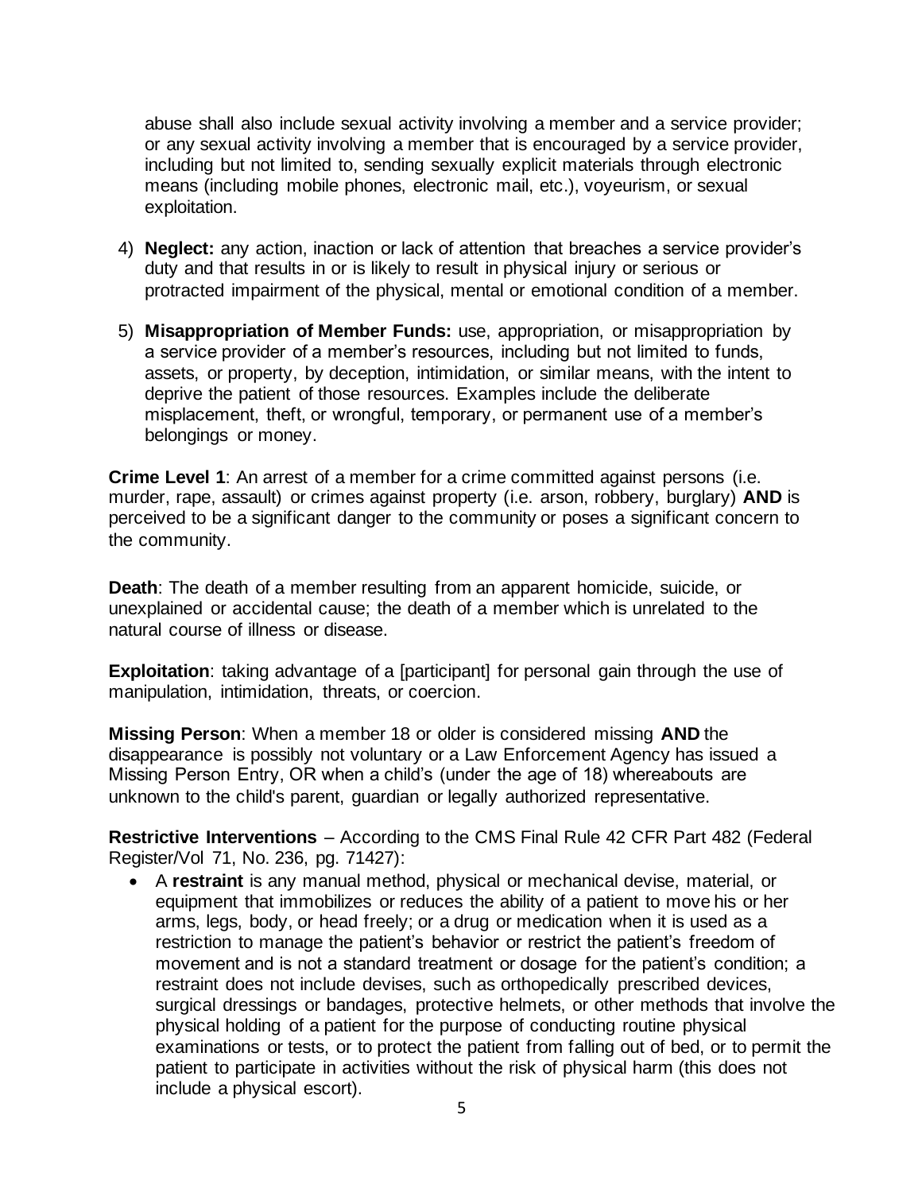abuse shall also include sexual activity involving a member and a service provider; or any sexual activity involving a member that is encouraged by a service provider, including but not limited to, sending sexually explicit materials through electronic means (including mobile phones, electronic mail, etc.), voyeurism, or sexual exploitation.

4) **Neglect:** any action, inaction or lack of attention that breaches a service provider's duty and that results in or is likely to result in physical injury or serious or protracted impairment of the physical, mental or emotional condition of a member.

5) **Misappropriation of Member Funds:** use, appropriation, or misappropriation by a service provider of a member's resources, including but not limited to funds, assets, or property, by deception, intimidation, or similar means, with the intent to deprive the patient of those resources. Examples include the deliberate misplacement, theft, or wrongful, temporary, or permanent use of a member's belongings or money.

**Crime Level 1**: An arrest of a member for a crime committed against persons (i.e. murder, rape, assault) or crimes against property (i.e. arson, robbery, burglary) **AND** is perceived to be a significant danger to the community or poses a significant concern to the community.

**Death**: The death of a member resulting from an apparent homicide, suicide, or unexplained or accidental cause; the death of a member which is unrelated to the natural course of illness or disease.

**Exploitation**: taking advantage of a [participant] for personal gain through the use of manipulation, intimidation, threats, or coercion.

**Missing Person**: When a member 18 or older is considered missing **AND** the disappearance is possibly not voluntary or a Law Enforcement Agency has issued a Missing Person Entry, OR when a child's (under the age of 18) whereabouts are unknown to the child's parent, guardian or legally authorized representative.

**Restrictive Interventions** – According to the CMS Final Rule 42 CFR Part 482 (Federal Register/Vol 71, No. 236, pg. 71427):

- A **restraint** is any manual method, physical or mechanical devise, material, or equipment that immobilizes or reduces the ability of a patient to move his or her arms, legs, body, or head freely; or a drug or medication when it is used as a restriction to manage the patient's behavior or restrict the patient's freedom of movement and is not a standard treatment or dosage for the patient's condition; a restraint does not include devises, such as orthopedically prescribed devices, surgical dressings or bandages, protective helmets, or other methods that involve the physical holding of a patient for the purpose of conducting routine physical examinations or tests, or to protect the patient from falling out of bed, or to permit the patient to participate in activities without the risk of physical harm (this does not include a physical escort).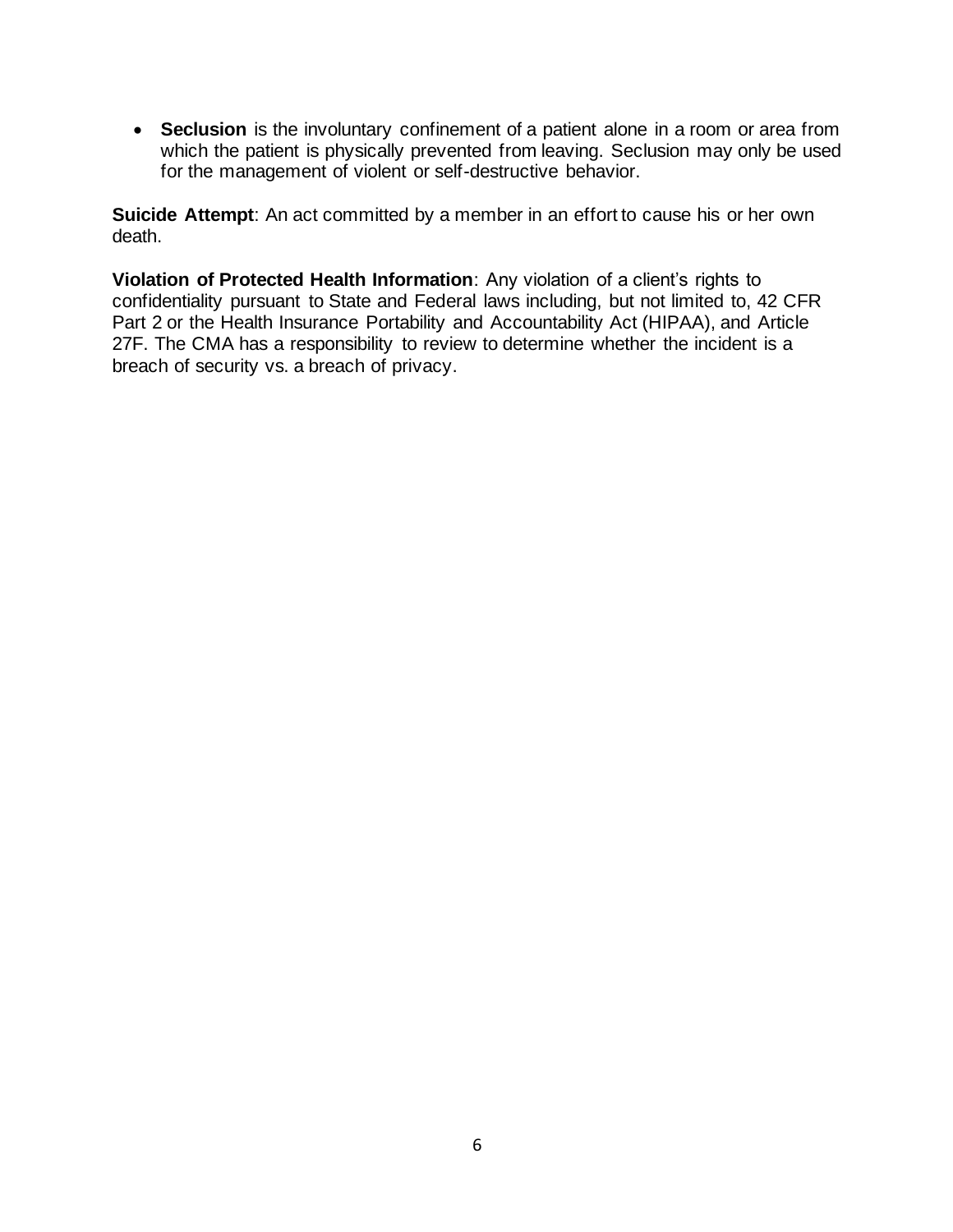- **Seclusion** is the involuntary confinement of a patient alone in a room or area from which the patient is physically prevented from leaving. Seclusion may only be used for the management of violent or self-destructive behavior.

**Suicide Attempt**: An act committed by a member in an effort to cause his or her own death.

**Violation of Protected Health Information**: Any violation of a client's rights to confidentiality pursuant to State and Federal laws including, but not limited to, 42 CFR Part 2 or the Health Insurance Portability and Accountability Act (HIPAA), and Article 27F. The CMA has a responsibility to review to determine whether the incident is a breach of security vs. a breach of privacy.